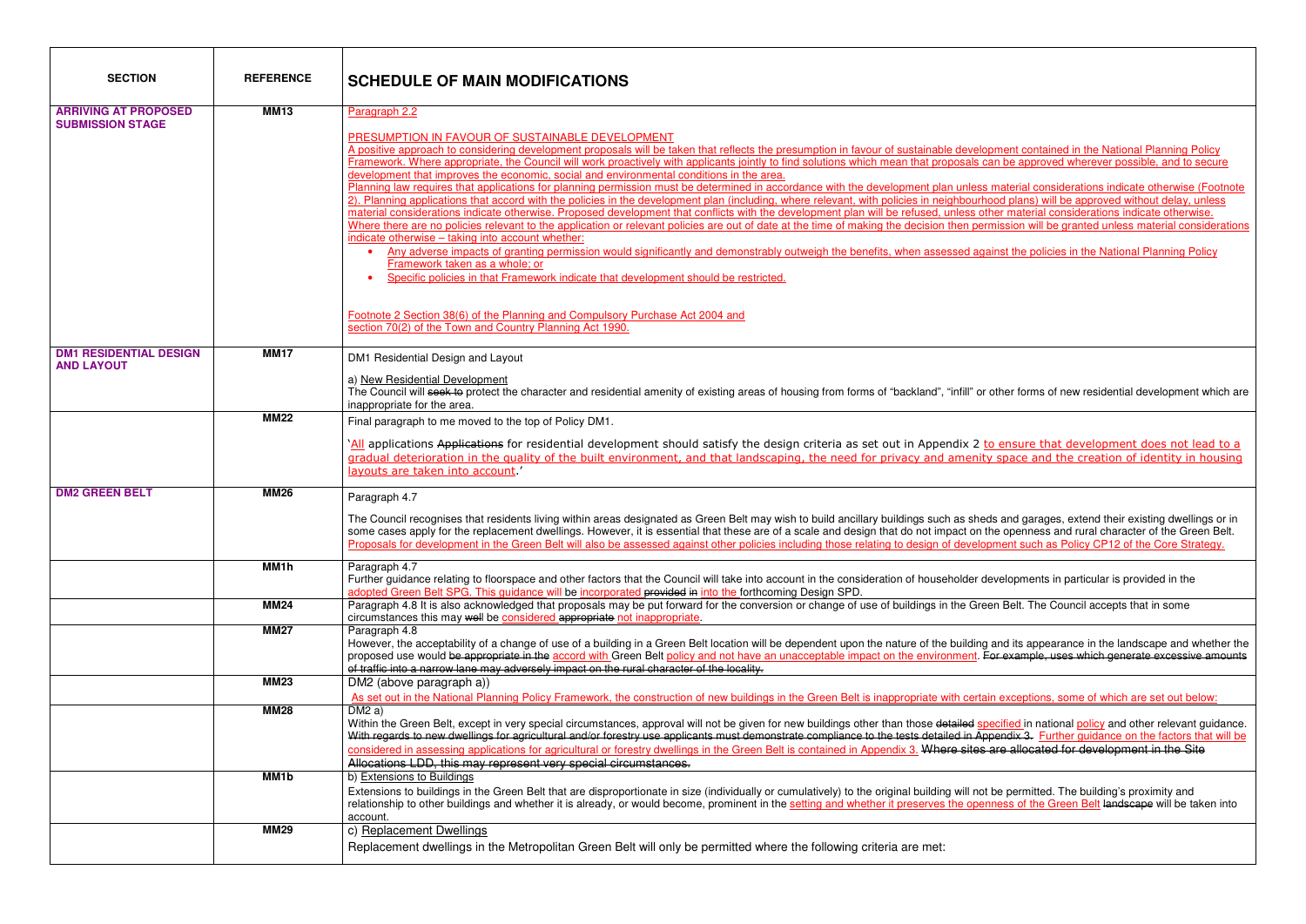| SECTION | REFERENCE | SCHEDULE OF MAIN MODIFICATIONS |
|---|---|---|
| **ARRIVING AT PROPOSED SUBMISSION STAGE** | **MM13** | Paragraph 2.2<br><br>PRESUMPTION IN FAVOUR OF SUSTAINABLE DEVELOPMENT<br>A positive approach to considering development proposals will be taken that reflects the presumption in favour of sustainable development contained in the National Planning Policy Framework. Where appropriate, the Council will work proactively with applicants jointly to find solutions which mean that proposals can be approved wherever possible, and to secure development that improves the economic, social and environmental conditions in the area.<br>Planning law requires that applications for planning permission must be determined in accordance with the development plan unless material considerations indicate otherwise (Footnote 2). Planning applications that accord with the policies in the development plan (including, where relevant, with policies in neighbourhood plans) will be approved without delay, unless material considerations indicate otherwise. Proposed development that conflicts with the development plan will be refused, unless other material considerations indicate otherwise.<br>Where there are no policies relevant to the application or relevant policies are out of date at the time of making the decision then permission will be granted unless material considerations indicate otherwise – taking into account whether:<br>• Any adverse impacts of granting permission would significantly and demonstrably outweigh the benefits, when assessed against the policies in the National Planning Policy Framework taken as a whole; or<br>• Specific policies in that Framework indicate that development should be restricted.<br><br>Footnote 2 Section 38(6) of the Planning and Compulsory Purchase Act 2004 and section 70(2) of the Town and Country Planning Act 1990. |
| **DM1 RESIDENTIAL DESIGN AND LAYOUT** | **MM17** | DM1 Residential Design and Layout<br><br>a) New Residential Development<br>The Council will ~~seek to~~ protect the character and residential amenity of existing areas of housing from forms of "backland", "infill" or other forms of new residential development which are inappropriate for the area. |
| | **MM22** | Final paragraph to me moved to the top of Policy DM1.<br><br>'All applications ~~Applications~~ for residential development should satisfy the design criteria as set out in Appendix 2 to ensure that development does not lead to a gradual deterioration in the quality of the built environment, and that landscaping, the need for privacy and amenity space and the creation of identity in housing layouts are taken into account.' |
| **DM2 GREEN BELT** | **MM26** | Paragraph 4.7<br><br>The Council recognises that residents living within areas designated as Green Belt may wish to build ancillary buildings such as sheds and garages, extend their existing dwellings or in some cases apply for the replacement dwellings. However, it is essential that these are of a scale and design that do not impact on the openness and rural character of the Green Belt. Proposals for development in the Green Belt will also be assessed against other policies including those relating to design of development such as Policy CP12 of the Core Strategy. |
| | **MM1h** | Paragraph 4.7<br>Further guidance relating to floorspace and other factors that the Council will take into account in the consideration of householder developments in particular is provided in the adopted Green Belt SPG. This guidance will be incorporated ~~provided in~~ into the forthcoming Design SPD. |
| | **MM24** | Paragraph 4.8 It is also acknowledged that proposals may be put forward for the conversion or change of use of buildings in the Green Belt. The Council accepts that in some circumstances this may ~~well~~ be considered ~~appropriate~~ not inappropriate. |
| | **MM27** | Paragraph 4.8<br>However, the acceptability of a change of use of a building in a Green Belt location will be dependent upon the nature of the building and its appearance in the landscape and whether the proposed use would ~~be appropriate in the~~ accord with Green Belt policy and not have an unacceptable impact on the environment. ~~For example, uses which generate excessive amounts of traffic into a narrow lane may adversely impact on the rural character of the locality.~~ |
| | **MM23** | DM2 (above paragraph a))<br>As set out in the National Planning Policy Framework, the construction of new buildings in the Green Belt is inappropriate with certain exceptions, some of which are set out below: |
| | **MM28** | DM2 a)<br>Within the Green Belt, except in very special circumstances, approval will not be given for new buildings other than those ~~detailed~~ specified in national policy and other relevant guidance. ~~With regards to new dwellings for agricultural and/or forestry use applicants must demonstrate compliance to the tests detailed in Appendix 3.~~ Further guidance on the factors that will be considered in assessing applications for agricultural or forestry dwellings in the Green Belt is contained in Appendix 3. ~~Where sites are allocated for development in the Site Allocations LDD, this may represent very special circumstances.~~ |
| | **MM1b** | b) Extensions to Buildings<br>Extensions to buildings in the Green Belt that are disproportionate in size (individually or cumulatively) to the original building will not be permitted. The building's proximity and relationship to other buildings and whether it is already, or would become, prominent in the setting and whether it preserves the openness of the Green Belt ~~landscape~~ will be taken into account. |
| | **MM29** | c) Replacement Dwellings<br>Replacement dwellings in the Metropolitan Green Belt will only be permitted where the following criteria are met: |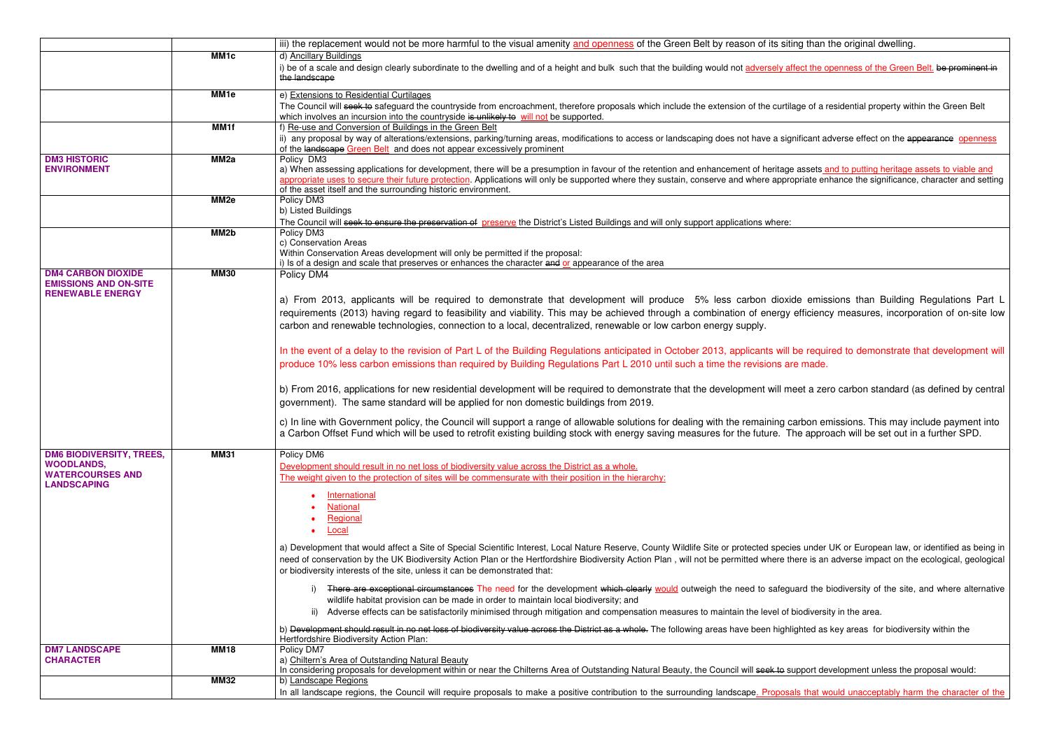| | | |
|---|---|---|
| | | iii) the replacement would not be more harmful to the visual amenity and openness of the Green Belt by reason of its siting than the original dwelling. |
| | **MM1c** | d) Ancillary Buildings<br>i) be of a scale and design clearly subordinate to the dwelling and of a height and bulk such that the building would not adversely affect the openness of the Green Belt. ~~be prominent in the landscape~~ |
| | **MM1e** | e) Extensions to Residential Curtilages<br>The Council will ~~seek to~~ safeguard the countryside from encroachment, therefore proposals which include the extension of the curtilage of a residential property within the Green Belt which involves an incursion into the countryside ~~is unlikely to~~ will not be supported. |
| | **MM1f** | f) Re-use and Conversion of Buildings in the Green Belt<br>ii) any proposal by way of alterations/extensions, parking/turning areas, modifications to access or landscaping does not have a significant adverse effect on the ~~appearance~~ openness of the ~~landscape~~ Green Belt and does not appear excessively prominent |
| **DM3 HISTORIC ENVIRONMENT** | **MM2a** | Policy DM3<br>a) When assessing applications for development, there will be a presumption in favour of the retention and enhancement of heritage assets and to putting heritage assets to viable and appropriate uses to secure their future protection. Applications will only be supported where they sustain, conserve and where appropriate enhance the significance, character and setting of the asset itself and the surrounding historic environment. |
| | **MM2e** | Policy DM3<br>b) Listed Buildings<br>The Council will ~~seek to ensure the preservation of~~ preserve the District's Listed Buildings and will only support applications where: |
| | **MM2b** | Policy DM3<br>c) Conservation Areas<br>Within Conservation Areas development will only be permitted if the proposal:<br>i) Is of a design and scale that preserves or enhances the character ~~and~~ or appearance of the area |
| **DM4 CARBON DIOXIDE EMISSIONS AND ON-SITE RENEWABLE ENERGY** | **MM30** | Policy DM4<br>a) From 2013, applicants will be required to demonstrate that development will produce 5% less carbon dioxide emissions than Building Regulations Part L requirements (2013) having regard to feasibility and viability. This may be achieved through a combination of energy efficiency measures, incorporation of on-site low carbon and renewable technologies, connection to a local, decentralized, renewable or low carbon energy supply.<br>In the event of a delay to the revision of Part L of the Building Regulations anticipated in October 2013, applicants will be required to demonstrate that development will produce 10% less carbon emissions than required by Building Regulations Part L 2010 until such a time the revisions are made.<br>b) From 2016, applications for new residential development will be required to demonstrate that the development will meet a zero carbon standard (as defined by central government). The same standard will be applied for non domestic buildings from 2019.<br>c) In line with Government policy, the Council will support a range of allowable solutions for dealing with the remaining carbon emissions. This may include payment into a Carbon Offset Fund which will be used to retrofit existing building stock with energy saving measures for the future. The approach will be set out in a further SPD. |
| **DM6 BIODIVERSITY, TREES, WOODLANDS, WATERCOURSES AND LANDSCAPING** | **MM31** | Policy DM6<br>Development should result in no net loss of biodiversity value across the District as a whole.<br>The weight given to the protection of sites will be commensurate with their position in the hierarchy:<br>• International<br>• National<br>• Regional<br>• Local<br>a) Development that would affect a Site of Special Scientific Interest, Local Nature Reserve, County Wildlife Site or protected species under UK or European law, or identified as being in need of conservation by the UK Biodiversity Action Plan or the Hertfordshire Biodiversity Action Plan , will not be permitted where there is an adverse impact on the ecological, geological or biodiversity interests of the site, unless it can be demonstrated that:<br>i) ~~There are exceptional circumstances~~ The need for the development ~~which clearly~~ would outweigh the need to safeguard the biodiversity of the site, and where alternative wildlife habitat provision can be made in order to maintain local biodiversity; and<br>ii) Adverse effects can be satisfactorily minimised through mitigation and compensation measures to maintain the level of biodiversity in the area.<br>b) ~~Development should result in no net loss of biodiversity value across the District as a whole.~~ The following areas have been highlighted as key areas for biodiversity within the Hertfordshire Biodiversity Action Plan: |
| **DM7 LANDSCAPE CHARACTER** | **MM18** | Policy DM7<br>a) Chiltern's Area of Outstanding Natural Beauty<br>In considering proposals for development within or near the Chilterns Area of Outstanding Natural Beauty, the Council will ~~seek to~~ support development unless the proposal would: |
| | **MM32** | b) Landscape Regions<br>In all landscape regions, the Council will require proposals to make a positive contribution to the surrounding landscape. Proposals that would unacceptably harm the character of the |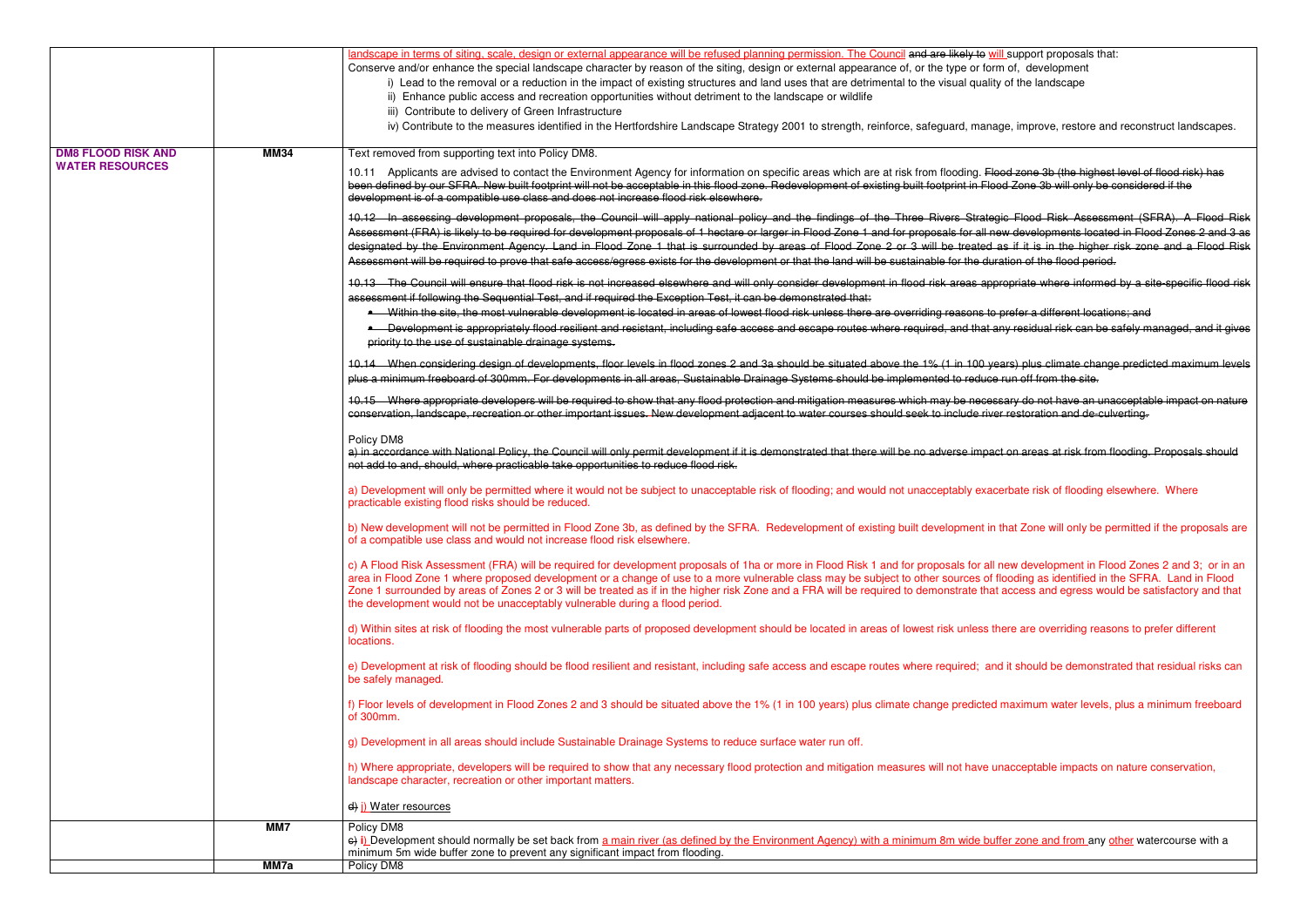| | | |
|---|---|---|
| | | landscape in terms of siting, scale, design or external appearance will be refused planning permission. The Council ~~and are likely to~~ will support proposals that:<br>Conserve and/or enhance the special landscape character by reason of the siting, design or external appearance of, or the type or form of, development<br>i) Lead to the removal or a reduction in the impact of existing structures and land uses that are detrimental to the visual quality of the landscape<br>ii) Enhance public access and recreation opportunities without detriment to the landscape or wildlife<br>iii) Contribute to delivery of Green Infrastructure<br>iv) Contribute to the measures identified in the Hertfordshire Landscape Strategy 2001 to strength, reinforce, safeguard, manage, improve, restore and reconstruct landscapes. |
| **DM8 FLOOD RISK AND WATER RESOURCES** | **MM34** | Text removed from supporting text into Policy DM8.<br><br>10.11 Applicants are advised to contact the Environment Agency for information on specific areas which are at risk from flooding. ~~Flood zone 3b (the highest level of flood risk) has been defined by our SFRA. New built footprint will not be acceptable in this flood zone. Redevelopment of existing built footprint in Flood Zone 3b will only be considered if the development is of a compatible use class and does not increase flood risk elsewhere.~~<br><br>~~10.12 In assessing development proposals, the Council will apply national policy and the findings of the Three Rivers Strategic Flood Risk Assessment (SFRA). A Flood Risk Assessment (FRA) is likely to be required for development proposals of 1 hectare or larger in Flood Zone 1 and for proposals for all new developments located in Flood Zones 2 and 3 as designated by the Environment Agency. Land in Flood Zone 1 that is surrounded by areas of Flood Zone 2 or 3 will be treated as if it is in the higher risk zone and a Flood Risk Assessment will be required to prove that safe access/egress exists for the development or that the land will be sustainable for the duration of the flood period.~~<br><br>~~10.13 The Council will ensure that flood risk is not increased elsewhere and will only consider development in flood risk areas appropriate where informed by a site-specific flood risk assessment if following the Sequential Test, and if required the Exception Test, it can be demonstrated that:~~<br>~~• Within the site, the most vulnerable development is located in areas of lowest flood risk unless there are overriding reasons to prefer a different locations; and~~<br>~~• Development is appropriately flood resilient and resistant, including safe access and escape routes where required, and that any residual risk can be safely managed, and it gives priority to the use of sustainable drainage systems.~~<br><br>~~10.14 When considering design of developments, floor levels in flood zones 2 and 3a should be situated above the 1% (1 in 100 years) plus climate change predicted maximum levels plus a minimum freeboard of 300mm. For developments in all areas, Sustainable Drainage Systems should be implemented to reduce run off from the site.~~<br><br>~~10.15 Where appropriate developers will be required to show that any flood protection and mitigation measures which may be necessary do not have an unacceptable impact on nature conservation, landscape, recreation or other important issues. New development adjacent to water courses should seek to include river restoration and de-culverting.~~<br><br>Policy DM8<br>~~a) in accordance with National Policy, the Council will only permit development if it is demonstrated that there will be no adverse impact on areas at risk from flooding. Proposals should not add to and, should, where practicable take opportunities to reduce flood risk.~~<br><br>a) Development will only be permitted where it would not be subject to unacceptable risk of flooding; and would not unacceptably exacerbate risk of flooding elsewhere. Where practicable existing flood risks should be reduced.<br><br>b) New development will not be permitted in Flood Zone 3b, as defined by the SFRA. Redevelopment of existing built development in that Zone will only be permitted if the proposals are of a compatible use class and would not increase flood risk elsewhere.<br><br>c) A Flood Risk Assessment (FRA) will be required for development proposals of 1ha or more in Flood Risk 1 and for proposals for all new development in Flood Zones 2 and 3; or in an area in Flood Zone 1 where proposed development or a change of use to a more vulnerable class may be subject to other sources of flooding as identified in the SFRA. Land in Flood Zone 1 surrounded by areas of Zones 2 or 3 will be treated as if in the higher risk Zone and a FRA will be required to demonstrate that access and egress would be satisfactory and that the development would not be unacceptably vulnerable during a flood period.<br><br>d) Within sites at risk of flooding the most vulnerable parts of proposed development should be located in areas of lowest risk unless there are overriding reasons to prefer different locations.<br><br>e) Development at risk of flooding should be flood resilient and resistant, including safe access and escape routes where required; and it should be demonstrated that residual risks can be safely managed.<br><br>f) Floor levels of development in Flood Zones 2 and 3 should be situated above the 1% (1 in 100 years) plus climate change predicted maximum water levels, plus a minimum freeboard of 300mm.<br><br>g) Development in all areas should include Sustainable Drainage Systems to reduce surface water run off.<br><br>h) Where appropriate, developers will be required to show that any necessary flood protection and mitigation measures will not have unacceptable impacts on nature conservation, landscape character, recreation or other important matters.<br><br>~~d)~~ i) Water resources |
| | **MM7** | Policy DM8<br>~~c)~~ l) Development should normally be set back from a main river (as defined by the Environment Agency) with a minimum 8m wide buffer zone and from any other watercourse with a minimum 5m wide buffer zone to prevent any significant impact from flooding. |
| | **MM7a** | Policy DM8 |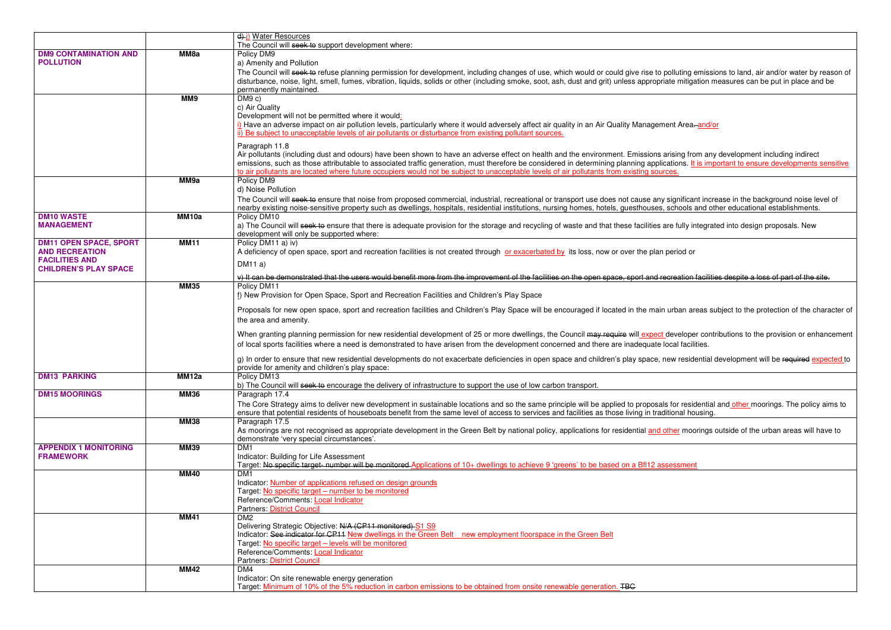| | | |
|---|---|---|
| | | ~~d)~~ i) Water Resources<br>The Council will ~~seek to~~ support development where: |
| **DM9 CONTAMINATION AND POLLUTION** | **MM8a** | Policy DM9<br>a) Amenity and Pollution<br>The Council will ~~seek to~~ refuse planning permission for development, including changes of use, which would or could give rise to polluting emissions to land, air and/or water by reason of disturbance, noise, light, smell, fumes, vibration, liquids, solids or other (including smoke, soot, ash, dust and grit) unless appropriate mitigation measures can be put in place and be permanently maintained. |
| | **MM9** | DM9 c)<br>c) Air Quality<br>Development will not be permitted where it would:<br>i) Have an adverse impact on air pollution levels, particularly where it would adversely affect air quality in an Air Quality Management Area~~.~~ and/or<br>ii) Be subject to unacceptable levels of air pollutants or disturbance from existing pollutant sources.<br><br>Paragraph 11.8<br>Air pollutants (including dust and odours) have been shown to have an adverse effect on health and the environment. Emissions arising from any development including indirect emissions, such as those attributable to associated traffic generation, must therefore be considered in determining planning applications. It is important to ensure developments sensitive to air pollutants are located where future occupiers would not be subject to unacceptable levels of air pollutants from existing sources. |
| | **MM9a** | Policy DM9<br>d) Noise Pollution<br>The Council will ~~seek to~~ ensure that noise from proposed commercial, industrial, recreational or transport use does not cause any significant increase in the background noise level of nearby existing noise-sensitive property such as dwellings, hospitals, residential institutions, nursing homes, hotels, guesthouses, schools and other educational establishments. |
| **DM10 WASTE MANAGEMENT** | **MM10a** | Policy DM10<br>a) The Council will ~~seek to~~ ensure that there is adequate provision for the storage and recycling of waste and that these facilities are fully integrated into design proposals. New development will only be supported where: |
| **DM11 OPEN SPACE, SPORT AND RECREATION FACILITIES AND CHILDREN'S PLAY SPACE** | **MM11** | Policy DM11 a) iv)<br>A deficiency of open space, sport and recreation facilities is not created through or exacerbated by its loss, now or over the plan period or<br><br>DM11 a)<br><br>~~v) It can be demonstrated that the users would benefit more from the improvement of the facilities on the open space, sport and recreation facilities despite a loss of part of the site.~~ |
| | **MM35** | Policy DM11<br>f) New Provision for Open Space, Sport and Recreation Facilities and Children's Play Space<br><br>Proposals for new open space, sport and recreation facilities and Children's Play Space will be encouraged if located in the main urban areas subject to the protection of the character of the area and amenity.<br><br>When granting planning permission for new residential development of 25 or more dwellings, the Council ~~may require~~ will expect developer contributions to the provision or enhancement of local sports facilities where a need is demonstrated to have arisen from the development concerned and there are inadequate local facilities.<br><br>g) In order to ensure that new residential developments do not exacerbate deficiencies in open space and children's play space, new residential development will be ~~required~~ expected to provide for amenity and children's play space: |
| **DM13 PARKING** | **MM12a** | Policy DM13<br>b) The Council will ~~seek to~~ encourage the delivery of infrastructure to support the use of low carbon transport. |
| **DM15 MOORINGS** | **MM36** | Paragraph 17.4<br>The Core Strategy aims to deliver new development in sustainable locations and so the same principle will be applied to proposals for residential and other moorings. The policy aims to ensure that potential residents of houseboats benefit from the same level of access to services and facilities as those living in traditional housing. |
| | **MM38** | Paragraph 17.5<br>As moorings are not recognised as appropriate development in the Green Belt by national policy, applications for residential and other moorings outside of the urban areas will have to demonstrate 'very special circumstances'. |
| **APPENDIX 1 MONITORING FRAMEWORK** | **MM39** | DM1<br>Indicator: Building for Life Assessment<br>Target: ~~No specific target- number will be monitored.~~ Applications of 10+ dwellings to achieve 9 'greens' to be based on a BfI12 assessment |
| | **MM40** | DM1<br>Indicator: Number of applications refused on design grounds<br>Target: No specific target – number to be monitored<br>Reference/Comments: Local Indicator<br>Partners: District Council |
| | **MM41** | DM2<br>Delivering Strategic Objective: ~~N/A (CP11 monitored)~~ S1 S9<br>Indicator: ~~See indicator for CP11~~ New dwellings in the Green Belt new employment floorspace in the Green Belt<br>Target: No specific target – levels will be monitored<br>Reference/Comments: Local Indicator<br>Partners: District Council |
| | **MM42** | DM4<br>Indicator: On site renewable energy generation<br>Target: Minimum of 10% of the 5% reduction in carbon emissions to be obtained from onsite renewable generation. ~~TBC~~ |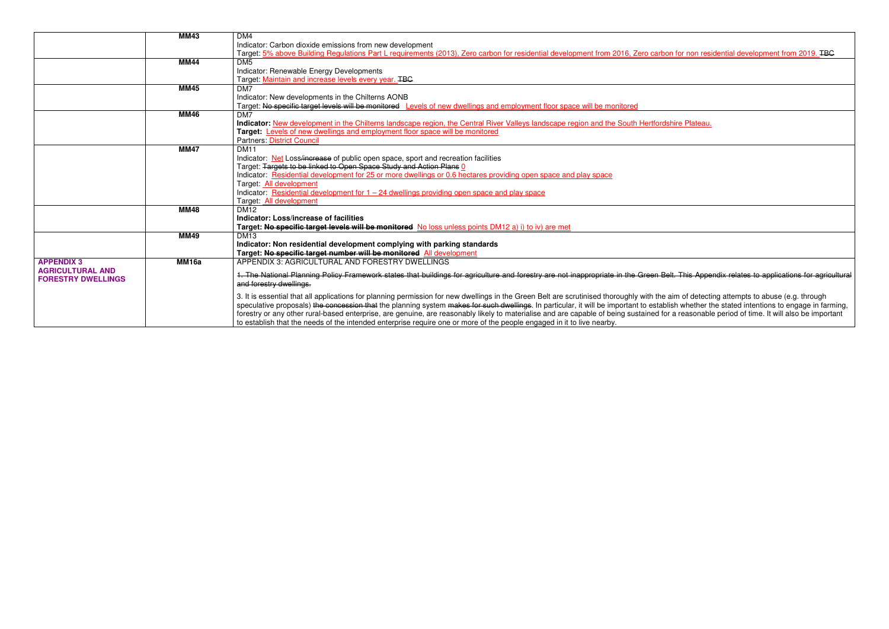| | | |
|---|---|---|
| | **MM43** | DM4<br>Indicator: Carbon dioxide emissions from new development<br>Target: 5% above Building Regulations Part L requirements (2013), Zero carbon for residential development from 2016, Zero carbon for non residential development from 2019. ~~TBC~~ |
| | **MM44** | DM5<br>Indicator: Renewable Energy Developments<br>Target: Maintain and increase levels every year. ~~TBC~~ |
| | **MM45** | DM7<br>Indicator: New developments in the Chilterns AONB<br>Target: ~~No specific target levels will be monitored~~ Levels of new dwellings and employment floor space will be monitored |
| | **MM46** | DM7<br>**Indicator:** New development in the Chilterns landscape region, the Central River Valleys landscape region and the South Hertfordshire Plateau.<br>**Target:** Levels of new dwellings and employment floor space will be monitored<br>Partners: District Council |
| | **MM47** | DM11<br>Indicator: Net Loss~~/increase~~ of public open space, sport and recreation facilities<br>Target: ~~Targets to be linked to Open Space Study and Action Plans~~ 0<br>Indicator: Residential development for 25 or more dwellings or 0.6 hectares providing open space and play space<br>Target: All development<br>Indicator: Residential development for 1 – 24 dwellings providing open space and play space<br>Target: All development |
| | **MM48** | DM12<br>**Indicator: Loss/increase of facilities**<br>**Target: ~~No specific target levels will be monitored~~** No loss unless points DM12 a) i) to iv) are met |
| | **MM49** | DM13<br>**Indicator: Non residential development complying with parking standards**<br>**Target: ~~No specific target number will be monitored~~** All development |
| **APPENDIX 3 AGRICULTURAL AND FORESTRY DWELLINGS** | **MM16a** | APPENDIX 3: AGRICULTURAL AND FORESTRY DWELLINGS<br>~~1. The National Planning Policy Framework states that buildings for agriculture and forestry are not inappropriate in the Green Belt. This Appendix relates to applications for agricultural and forestry dwellings.~~<br>3. It is essential that all applications for planning permission for new dwellings in the Green Belt are scrutinised thoroughly with the aim of detecting attempts to abuse (e.g. through speculative proposals) ~~the concession that~~ the planning system ~~makes for such dwellings~~. In particular, it will be important to establish whether the stated intentions to engage in farming, forestry or any other rural-based enterprise, are genuine, are reasonably likely to materialise and are capable of being sustained for a reasonable period of time. It will also be important to establish that the needs of the intended enterprise require one or more of the people engaged in it to live nearby. |